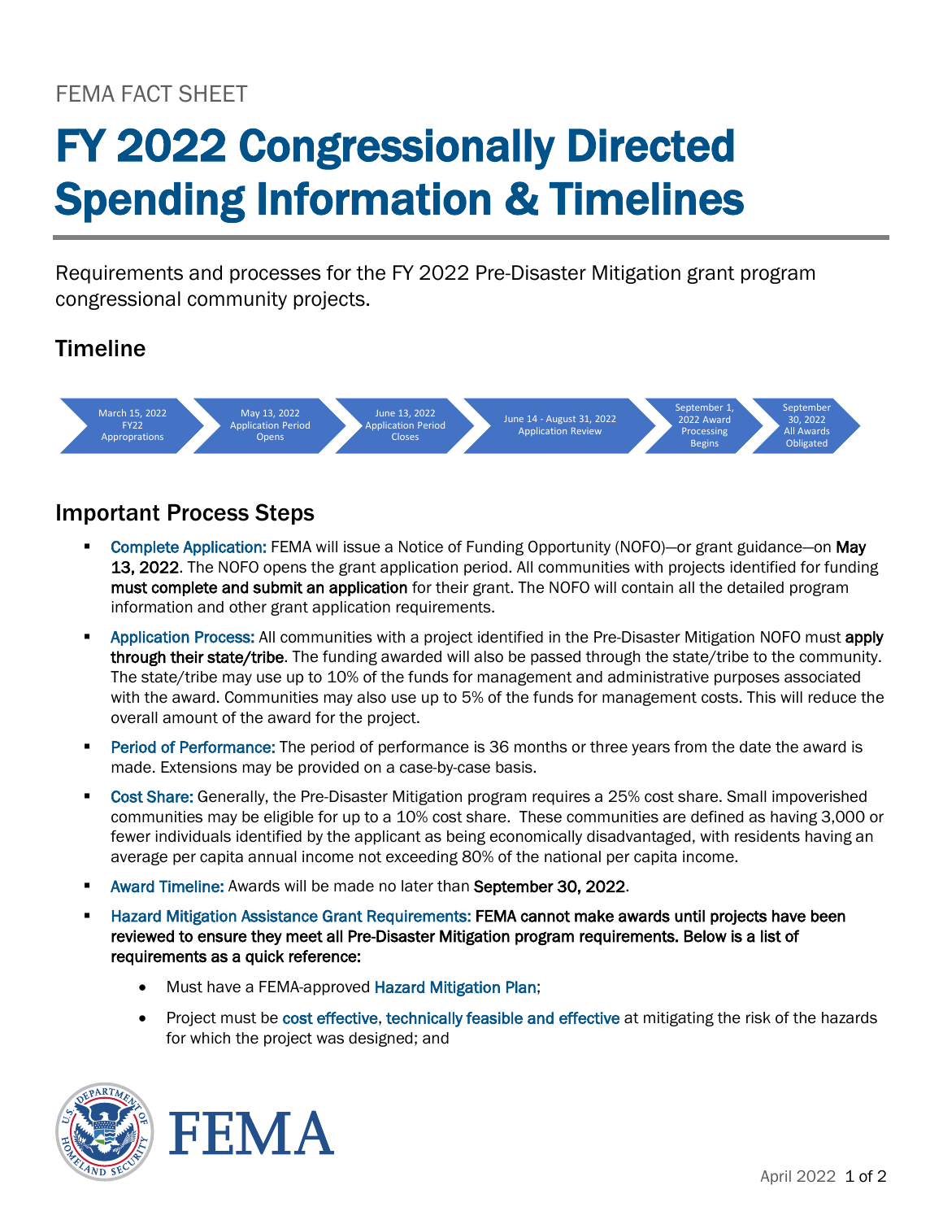FEMA FACT SHEET

# FY 2022 Congressionally Directed Spending Information & Timelines

Requirements and processes for the FY 2022 Pre-Disaster Mitigation grant program congressional community projects.

## Timeline

March 15, 2022 FY22 Appropriations → May 13, 2022 Application Period Opens → June 13, 2022 Application Period Closes → June 14 - August 31, 2022 Application Review → September 1, 2022 Award Processing Begins → September 30, 2022 All Awards Obligated

## Important Process Steps

- Complete Application: FEMA will issue a Notice of Funding Opportunity (NOFO)—or grant guidance—on **May 13, 2022**. The NOFO opens the grant application period. All communities with projects identified for funding **must complete and submit an application** for their grant. The NOFO will contain all the detailed program information and other grant application requirements.
- Application Process: All communities with a project identified in the Pre-Disaster Mitigation NOFO must **apply through their state/tribe**. The funding awarded will also be passed through the state/tribe to the community. The state/tribe may use up to 10% of the funds for management and administrative purposes associated with the award. Communities may also use up to 5% of the funds for management costs. This will reduce the overall amount of the award for the project.
- Period of Performance: The period of performance is 36 months or three years from the date the award is made. Extensions may be provided on a case-by-case basis.
- Cost Share: Generally, the Pre-Disaster Mitigation program requires a 25% cost share. Small impoverished communities may be eligible for up to a 10% cost share. These communities are defined as having 3,000 or fewer individuals identified by the applicant as being economically disadvantaged, with residents having an average per capita annual income not exceeding 80% of the national per capita income.
- Award Timeline: Awards will be made no later than **September 30, 2022**.
- Hazard Mitigation Assistance Grant Requirements: **FEMA cannot make awards until projects have been reviewed to ensure they meet all Pre-Disaster Mitigation program requirements. Below is a list of requirements as a quick reference:**
  - Must have a FEMA-approved Hazard Mitigation Plan;
  - Project must be cost effective, technically feasible and effective at mitigating the risk of the hazards for which the project was designed; and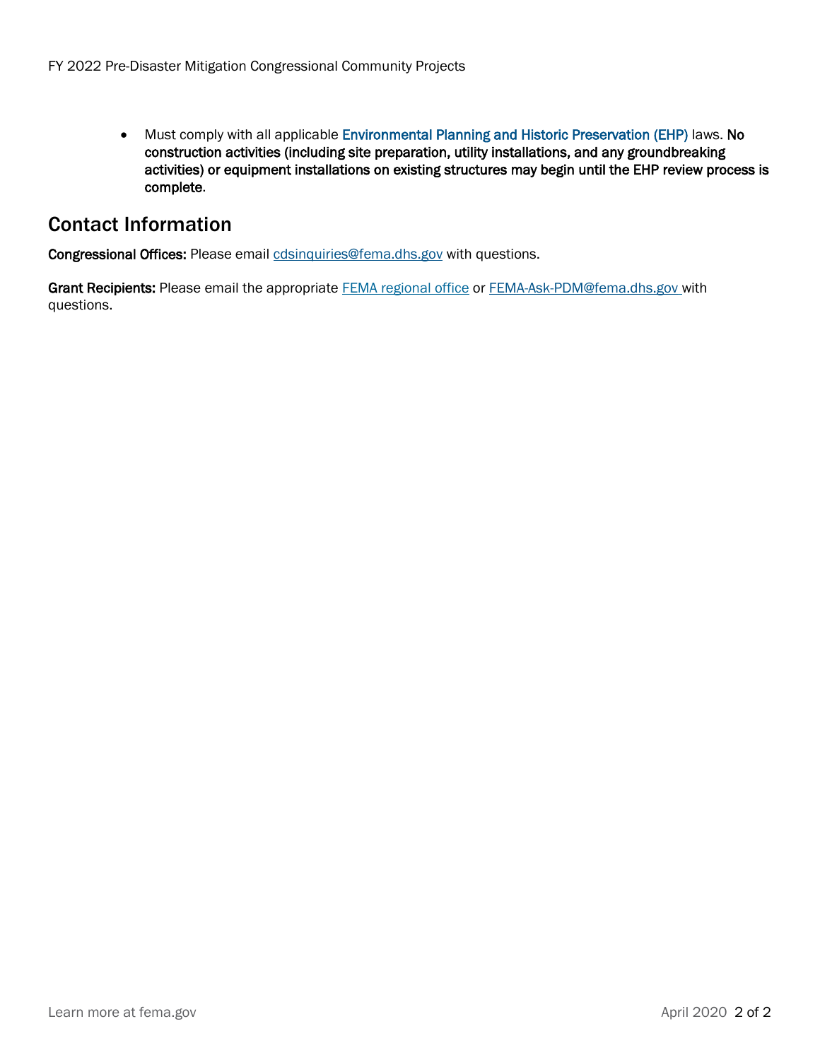- Must comply with all applicable Environmental Planning and Historic Preservation (EHP) laws. **No construction activities (including site preparation, utility installations, and any groundbreaking activities) or equipment installations on existing structures may begin until the EHP review process is complete**.

## Contact Information

**Congressional Offices:** Please email cdsinquiries@fema.dhs.gov with questions.

**Grant Recipients:** Please email the appropriate FEMA regional office or FEMA-Ask-PDM@fema.dhs.gov with questions.